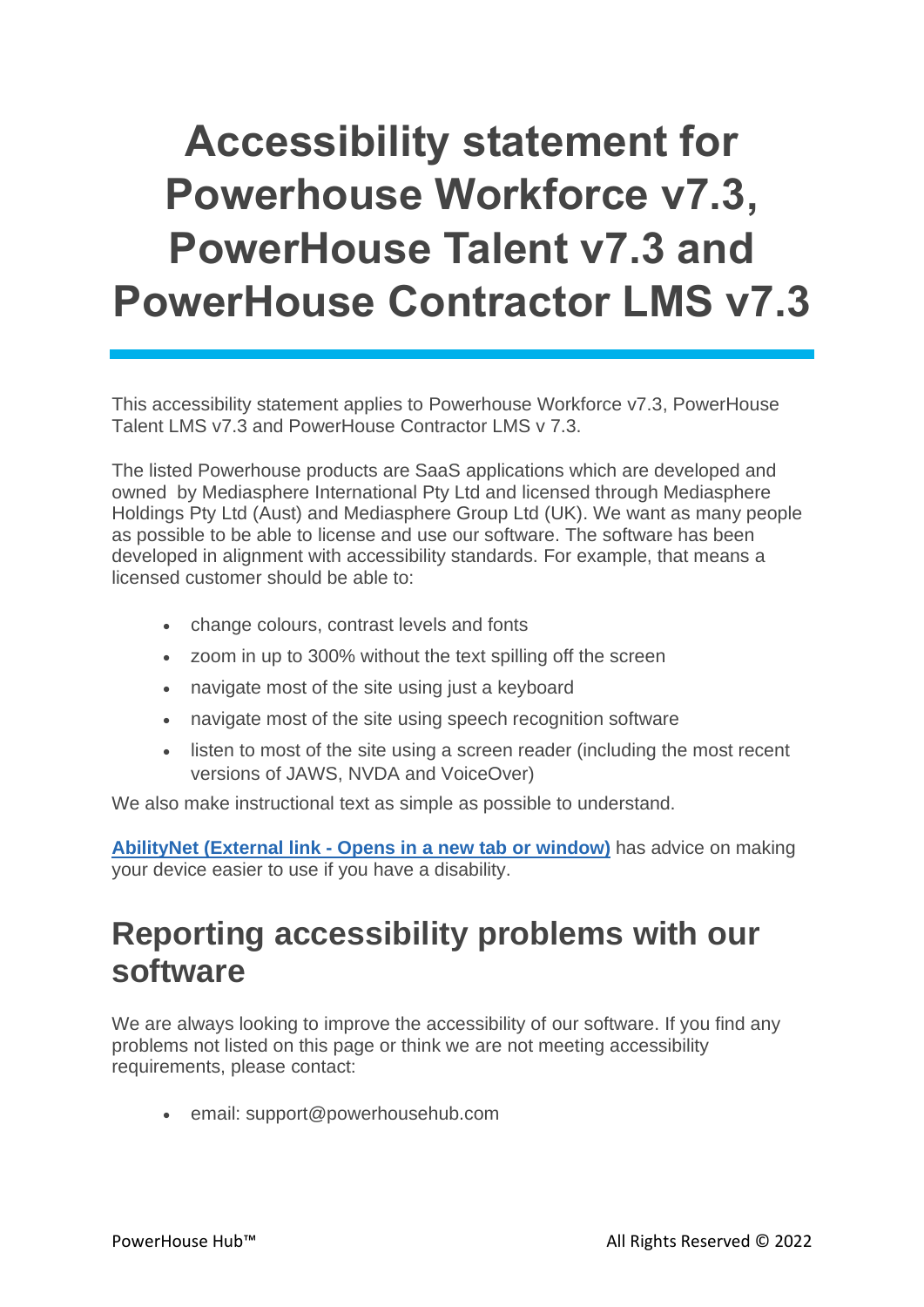# Accessibility statement for Powerhouse Workforce v7.3, PowerHouse Talent v7.3 and PowerHouse Contractor LMS v7.3

This accessibility statement applies to Powerhouse Workforce v7.3, PowerHouse Talent LMS v7.3 and PowerHouse Contractor LMS v 7.3.

The listed Powerhouse products are SaaS applications which are developed and owned by Mediasphere International Pty Ltd and licensed through Mediasphere Holdings Pty Ltd (Aust) and Mediasphere Group Ltd (UK). We want as many people as possible to be able to license and use our software. The software has been developed in alignment with accessibility standards. For example, that means a licensed customer should be able to:

- change colours, contrast levels and fonts
- zoom in up to 300% without the text spilling off the screen
- navigate most of the site using just a keyboard
- navigate most of the site using speech recognition software
- listen to most of the site using a screen reader (including the most recent versions of JAWS, NVDA and VoiceOver)

We also make instructional text as simple as possible to understand.

**AbilityNet (External link - Opens in a new tab or window)** has advice on making your device easier to use if you have a disability.

## Reporting accessibility problems with our software

We are always looking to improve the accessibility of our software. If you find any problems not listed on this page or think we are not meeting accessibility requirements, please contact:

- email: support@powerhousehub.com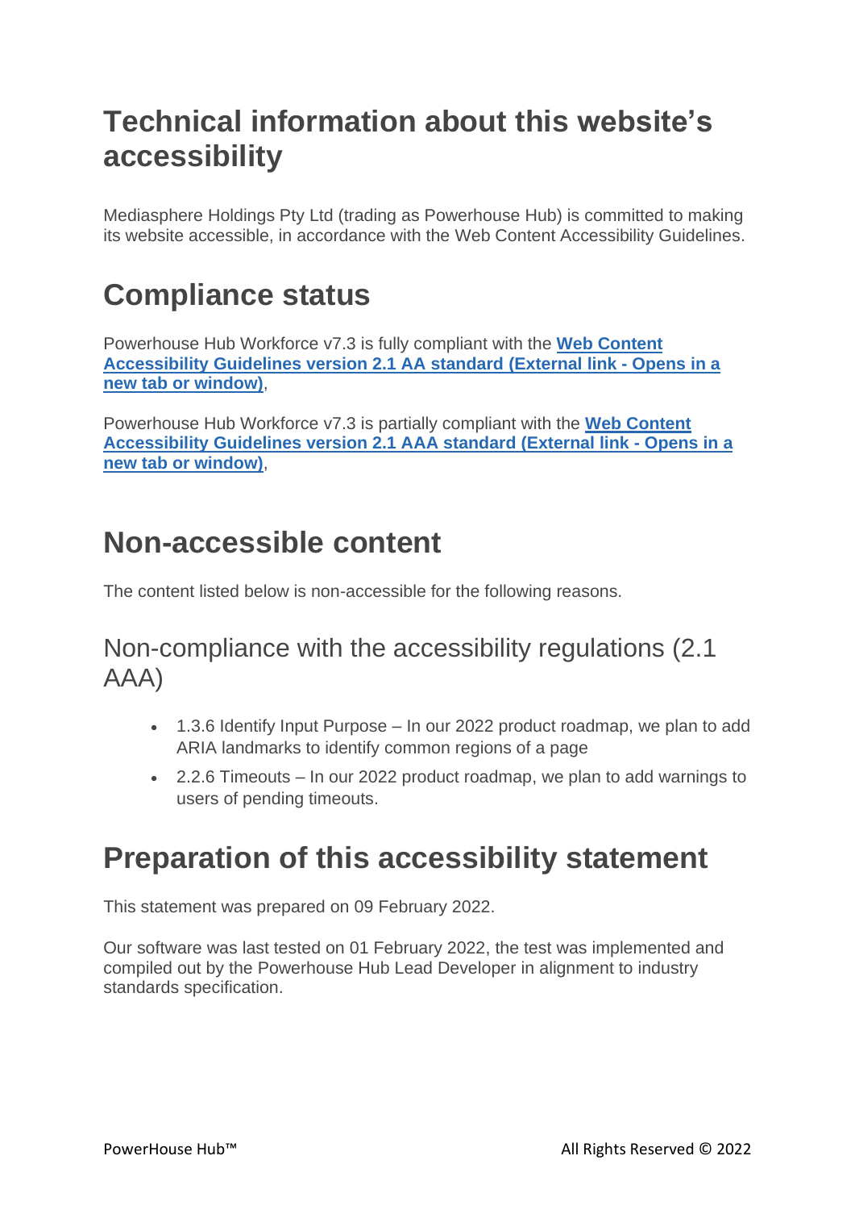# Technical information about this website's accessibility

Mediasphere Holdings Pty Ltd (trading as Powerhouse Hub) is committed to making its website accessible, in accordance with the Web Content Accessibility Guidelines.

# Compliance status

Powerhouse Hub Workforce v7.3 is fully compliant with the **Web Content Accessibility Guidelines version 2.1 AA standard (External link - Opens in a new tab or window)**,

Powerhouse Hub Workforce v7.3 is partially compliant with the **Web Content Accessibility Guidelines version 2.1 AAA standard (External link - Opens in a new tab or window)**,

# Non-accessible content

The content listed below is non-accessible for the following reasons.

## Non-compliance with the accessibility regulations (2.1 AAA)

- 1.3.6 Identify Input Purpose – In our 2022 product roadmap, we plan to add ARIA landmarks to identify common regions of a page
- 2.2.6 Timeouts – In our 2022 product roadmap, we plan to add warnings to users of pending timeouts.

# Preparation of this accessibility statement

This statement was prepared on 09 February 2022.

Our software was last tested on 01 February 2022, the test was implemented and compiled out by the Powerhouse Hub Lead Developer in alignment to industry standards specification.